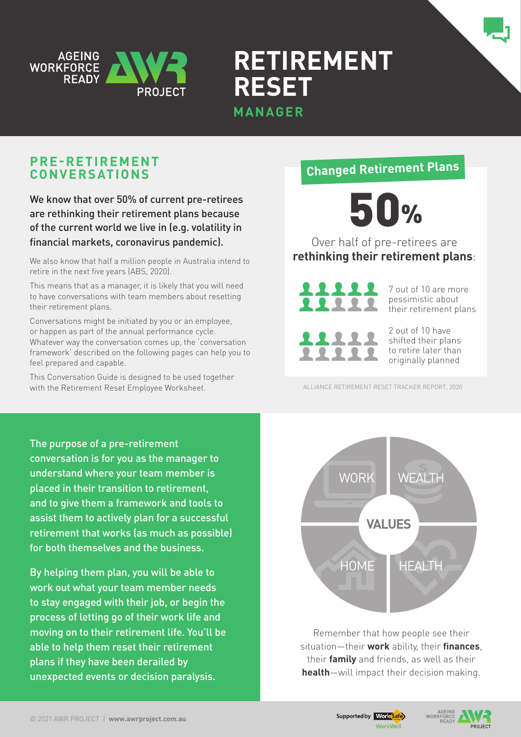AGEING WORKFORCE READY AWR PROJECT

# RETIREMENT RESET

## MANAGER

## PRE-RETIREMENT CONVERSATIONS

We know that over 50% of current pre-retirees are rethinking their retirement plans because of the current world we live in (e.g. volatility in financial markets, coronavirus pandemic).

We also know that half a million people in Australia intend to retire in the next five years (ABS, 2020).

This means that as a manager, it is likely that you will need to have conversations with team members about resetting their retirement plans.

Conversations might be initiated by you or an employee, or happen as part of the annual performance cycle. Whatever way the conversation comes up, the 'conversation framework' described on the following pages can help you to feel prepared and capable.

This Conversation Guide is designed to be used together with the Retirement Reset Employee Worksheet.

### Changed Retirement Plans

**50%**

Over half of pre-retirees are **rethinking their retirement plans**:

7 out of 10 are more pessimistic about their retirement plans

2 out of 10 have shifted their plans to retire later than originally planned

ALLIANCE RETIREMENT RESET TRACKER REPORT, 2020

The purpose of a pre-retirement conversation is for you as the manager to understand where your team member is placed in their transition to retirement, and to give them a framework and tools to assist them to actively plan for a successful retirement that works (as much as possible) for both themselves and the business.

By helping them plan, you will be able to work out what your team member needs to stay engaged with their job, or begin the process of letting go of their work life and moving on to their retirement life. You'll be able to help them reset their retirement plans if they have been derailed by unexpected events or decision paralysis.

WORK | WEALTH | VALUES | HOME | HEALTH

Remember that how people see their situation—their **work** ability, their **finances**, their **family** and friends, as well as their **health**—will impact their decision making.

© 2021 AWR PROJECT | **www.awrproject.com.au**

Supported by WorkSafe WorkWell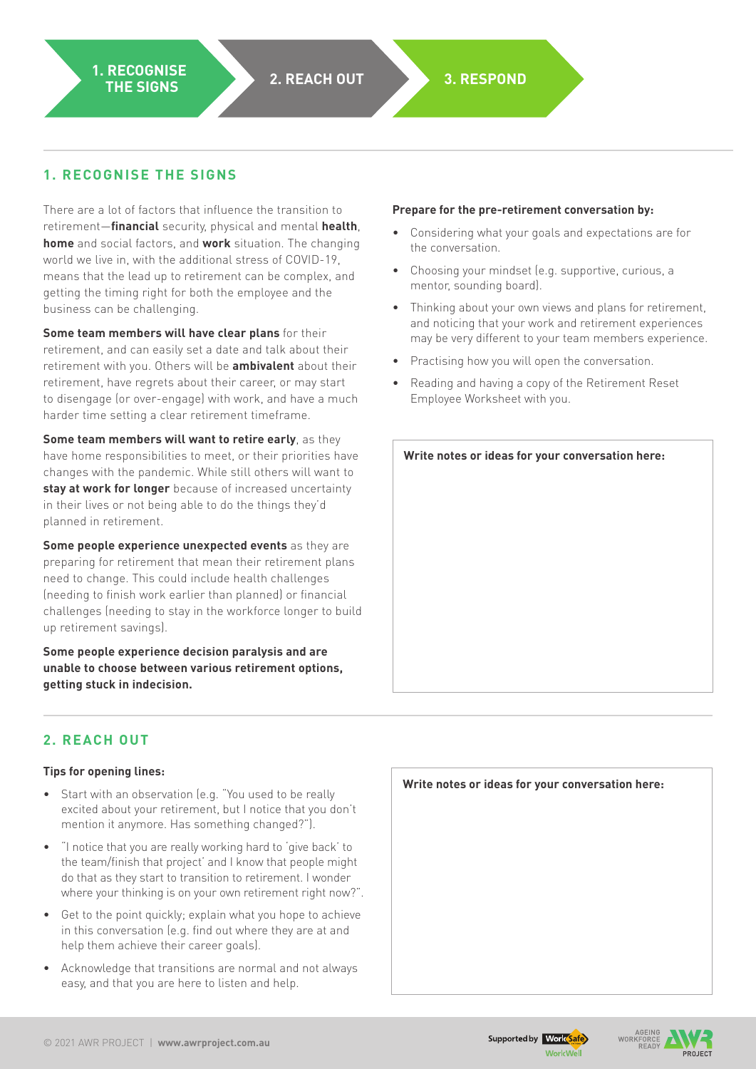**1. RECOGNISE THE SIGNS** | **2. REACH OUT** | **3. RESPOND**

## 1. RECOGNISE THE SIGNS

There are a lot of factors that influence the transition to retirement—**financial** security, physical and mental **health**, **home** and social factors, and **work** situation. The changing world we live in, with the additional stress of COVID-19, means that the lead up to retirement can be complex, and getting the timing right for both the employee and the business can be challenging.

**Some team members will have clear plans** for their retirement, and can easily set a date and talk about their retirement with you. Others will be **ambivalent** about their retirement, have regrets about their career, or may start to disengage (or over-engage) with work, and have a much harder time setting a clear retirement timeframe.

**Some team members will want to retire early**, as they have home responsibilities to meet, or their priorities have changes with the pandemic. While still others will want to **stay at work for longer** because of increased uncertainty in their lives or not being able to do the things they'd planned in retirement.

**Some people experience unexpected events** as they are preparing for retirement that mean their retirement plans need to change. This could include health challenges (needing to finish work earlier than planned) or financial challenges (needing to stay in the workforce longer to build up retirement savings).

**Some people experience decision paralysis and are unable to choose between various retirement options, getting stuck in indecision.**

**Prepare for the pre-retirement conversation by:**

- Considering what your goals and expectations are for the conversation.
- Choosing your mindset (e.g. supportive, curious, a mentor, sounding board).
- Thinking about your own views and plans for retirement, and noticing that your work and retirement experiences may be very different to your team members experience.
- Practising how you will open the conversation.
- Reading and having a copy of the Retirement Reset Employee Worksheet with you.

**Write notes or ideas for your conversation here:**

## 2. REACH OUT

**Tips for opening lines:**

- Start with an observation (e.g. "You used to be really excited about your retirement, but I notice that you don't mention it anymore. Has something changed?").
- "I notice that you are really working hard to 'give back' to the team/finish that project' and I know that people might do that as they start to transition to retirement. I wonder where your thinking is on your own retirement right now?".
- Get to the point quickly; explain what you hope to achieve in this conversation (e.g. find out where they are at and help them achieve their career goals).
- Acknowledge that transitions are normal and not always easy, and that you are here to listen and help.

**Write notes or ideas for your conversation here:**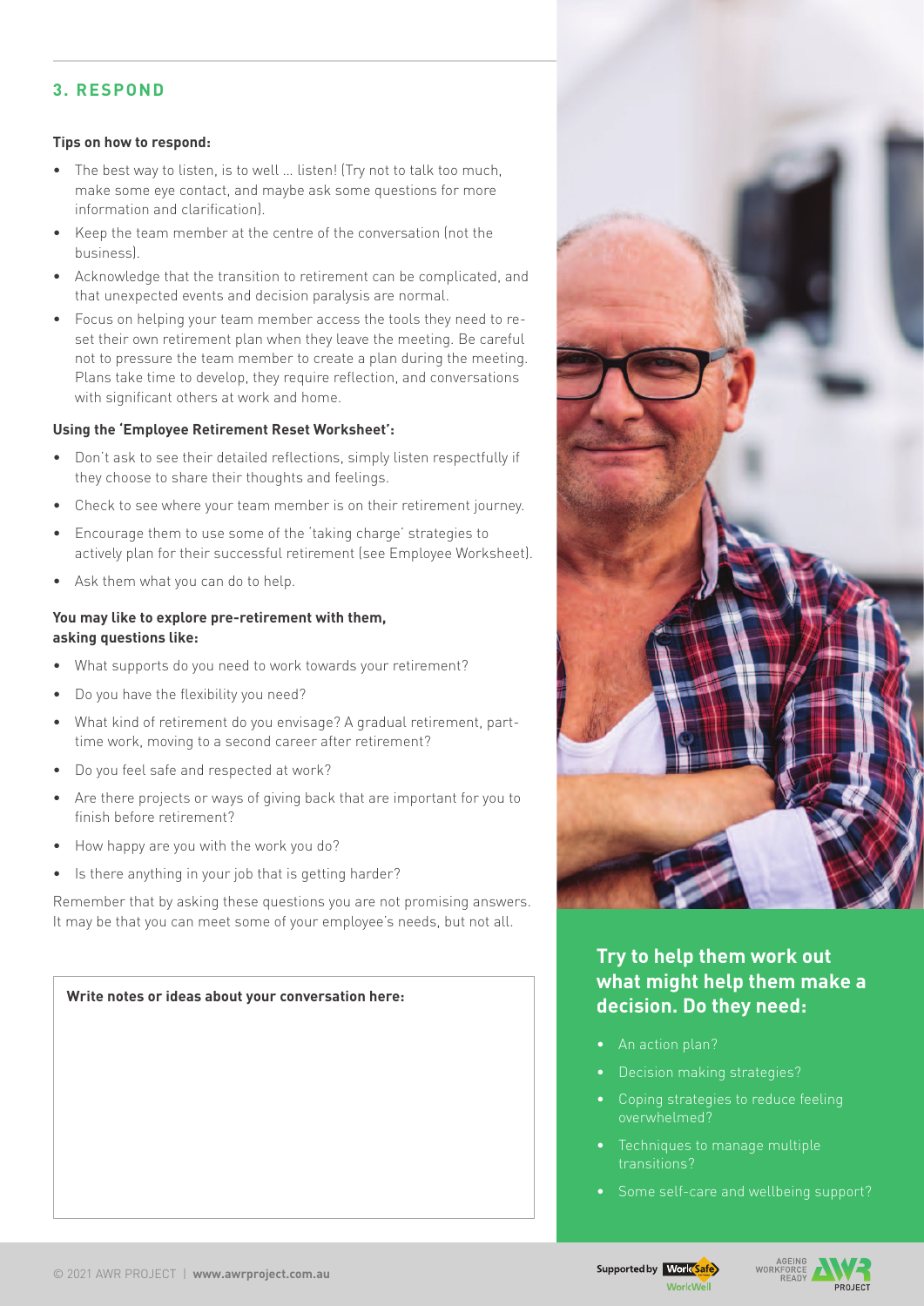## 3. RESPOND

**Tips on how to respond:**

- The best way to listen, is to well … listen! (Try not to talk too much, make some eye contact, and maybe ask some questions for more information and clarification).
- Keep the team member at the centre of the conversation (not the business).
- Acknowledge that the transition to retirement can be complicated, and that unexpected events and decision paralysis are normal.
- Focus on helping your team member access the tools they need to re-set their own retirement plan when they leave the meeting. Be careful not to pressure the team member to create a plan during the meeting. Plans take time to develop, they require reflection, and conversations with significant others at work and home.

**Using the 'Employee Retirement Reset Worksheet':**

- Don't ask to see their detailed reflections, simply listen respectfully if they choose to share their thoughts and feelings.
- Check to see where your team member is on their retirement journey.
- Encourage them to use some of the 'taking charge' strategies to actively plan for their successful retirement (see Employee Worksheet).
- Ask them what you can do to help.

**You may like to explore pre-retirement with them, asking questions like:**

- What supports do you need to work towards your retirement?
- Do you have the flexibility you need?
- What kind of retirement do you envisage? A gradual retirement, part-time work, moving to a second career after retirement?
- Do you feel safe and respected at work?
- Are there projects or ways of giving back that are important for you to finish before retirement?
- How happy are you with the work you do?
- Is there anything in your job that is getting harder?

Remember that by asking these questions you are not promising answers. It may be that you can meet some of your employee's needs, but not all.

**Write notes or ideas about your conversation here:**

### Try to help them work out what might help them make a decision. Do they need:

- An action plan?
- Decision making strategies?
- Coping strategies to reduce feeling overwhelmed?
- Techniques to manage multiple transitions?
- Some self-care and wellbeing support?

© 2021 AWR PROJECT | **www.awrproject.com.au**

Supported by WorkSafe WorkWell

AGEING WORKFORCE READY AWR PROJECT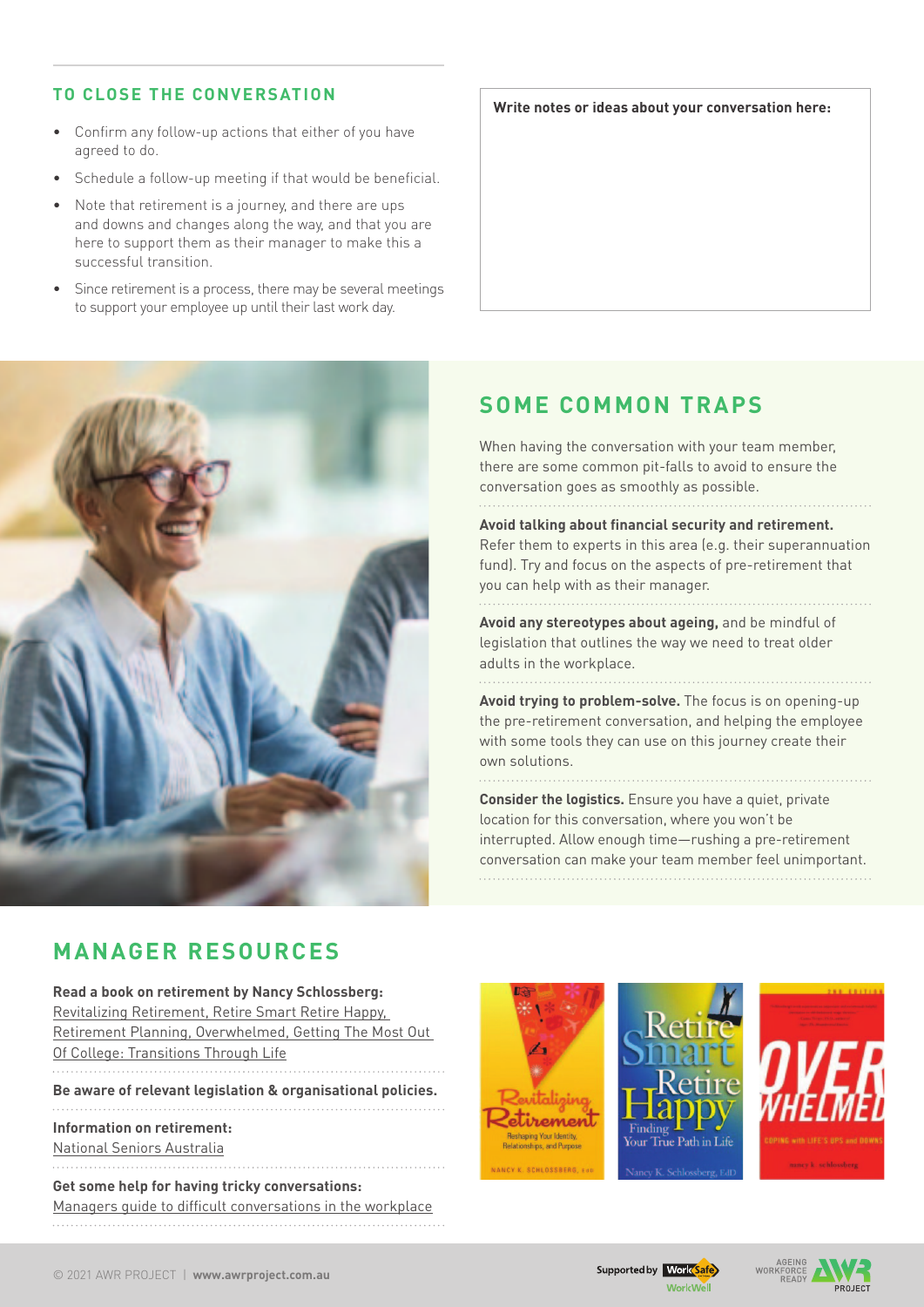## TO CLOSE THE CONVERSATION

- Confirm any follow-up actions that either of you have agreed to do.
- Schedule a follow-up meeting if that would be beneficial.
- Note that retirement is a journey, and there are ups and downs and changes along the way, and that you are here to support them as their manager to make this a successful transition.
- Since retirement is a process, there may be several meetings to support your employee up until their last work day.

**Write notes or ideas about your conversation here:**

## SOME COMMON TRAPS

When having the conversation with your team member, there are some common pit-falls to avoid to ensure the conversation goes as smoothly as possible.

**Avoid talking about financial security and retirement.** Refer them to experts in this area (e.g. their superannuation fund). Try and focus on the aspects of pre-retirement that you can help with as their manager.

**Avoid any stereotypes about ageing,** and be mindful of legislation that outlines the way we need to treat older adults in the workplace.

**Avoid trying to problem-solve.** The focus is on opening-up the pre-retirement conversation, and helping the employee with some tools they can use on this journey create their own solutions.

**Consider the logistics.** Ensure you have a quiet, private location for this conversation, where you won't be interrupted. Allow enough time—rushing a pre-retirement conversation can make your team member feel unimportant.

## MANAGER RESOURCES

**Read a book on retirement by Nancy Schlossberg:**
Revitalizing Retirement, Retire Smart Retire Happy, Retirement Planning, Overwhelmed, Getting The Most Out Of College: Transitions Through Life

**Be aware of relevant legislation & organisational policies.**

**Information on retirement:**
National Seniors Australia

**Get some help for having tricky conversations:**
Managers guide to difficult conversations in the workplace

© 2021 AWR PROJECT | **www.awrproject.com.au**

Supported by WorkSafe WorkWell

AGEING WORKFORCE READY AWR PROJECT